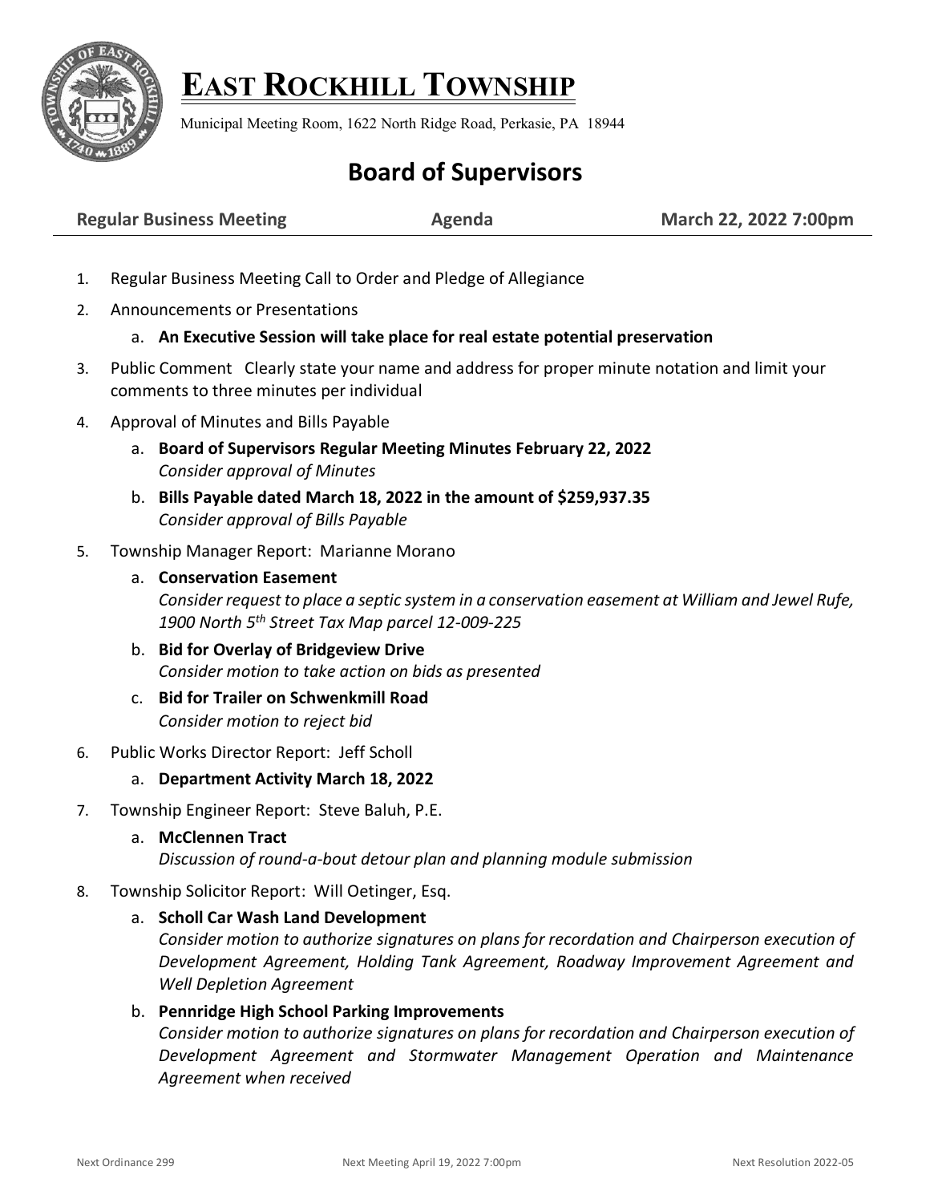# EAST ROCKHILL TOWNSHIP

Municipal Meeting Room, 1622 North Ridge Road, Perkasie, PA 18944

## Board of Supervisors

**Regular Business Meeting** **Agenda** **March 22, 2022 7:00pm**

1. Regular Business Meeting Call to Order and Pledge of Allegiance
2. Announcements or Presentations
   a. **An Executive Session will take place for real estate potential preservation**
3. Public Comment Clearly state your name and address for proper minute notation and limit your comments to three minutes per individual
4. Approval of Minutes and Bills Payable
   a. **Board of Supervisors Regular Meeting Minutes February 22, 2022**
   *Consider approval of Minutes*
   b. **Bills Payable dated March 18, 2022 in the amount of $259,937.35**
   *Consider approval of Bills Payable*
5. Township Manager Report: Marianne Morano
   a. **Conservation Easement**
   *Consider request to place a septic system in a conservation easement at William and Jewel Rufe, 1900 North 5th Street Tax Map parcel 12-009-225*
   b. **Bid for Overlay of Bridgeview Drive**
   *Consider motion to take action on bids as presented*
   c. **Bid for Trailer on Schwenkmill Road**
   *Consider motion to reject bid*
6. Public Works Director Report: Jeff Scholl
   a. **Department Activity March 18, 2022**
7. Township Engineer Report: Steve Baluh, P.E.
   a. **McClennen Tract**
   *Discussion of round-a-bout detour plan and planning module submission*
8. Township Solicitor Report: Will Oetinger, Esq.
   a. **Scholl Car Wash Land Development**
   *Consider motion to authorize signatures on plans for recordation and Chairperson execution of Development Agreement, Holding Tank Agreement, Roadway Improvement Agreement and Well Depletion Agreement*
   b. **Pennridge High School Parking Improvements**
   *Consider motion to authorize signatures on plans for recordation and Chairperson execution of Development Agreement and Stormwater Management Operation and Maintenance Agreement when received*

Next Ordinance 299 Next Meeting April 19, 2022 7:00pm Next Resolution 2022-05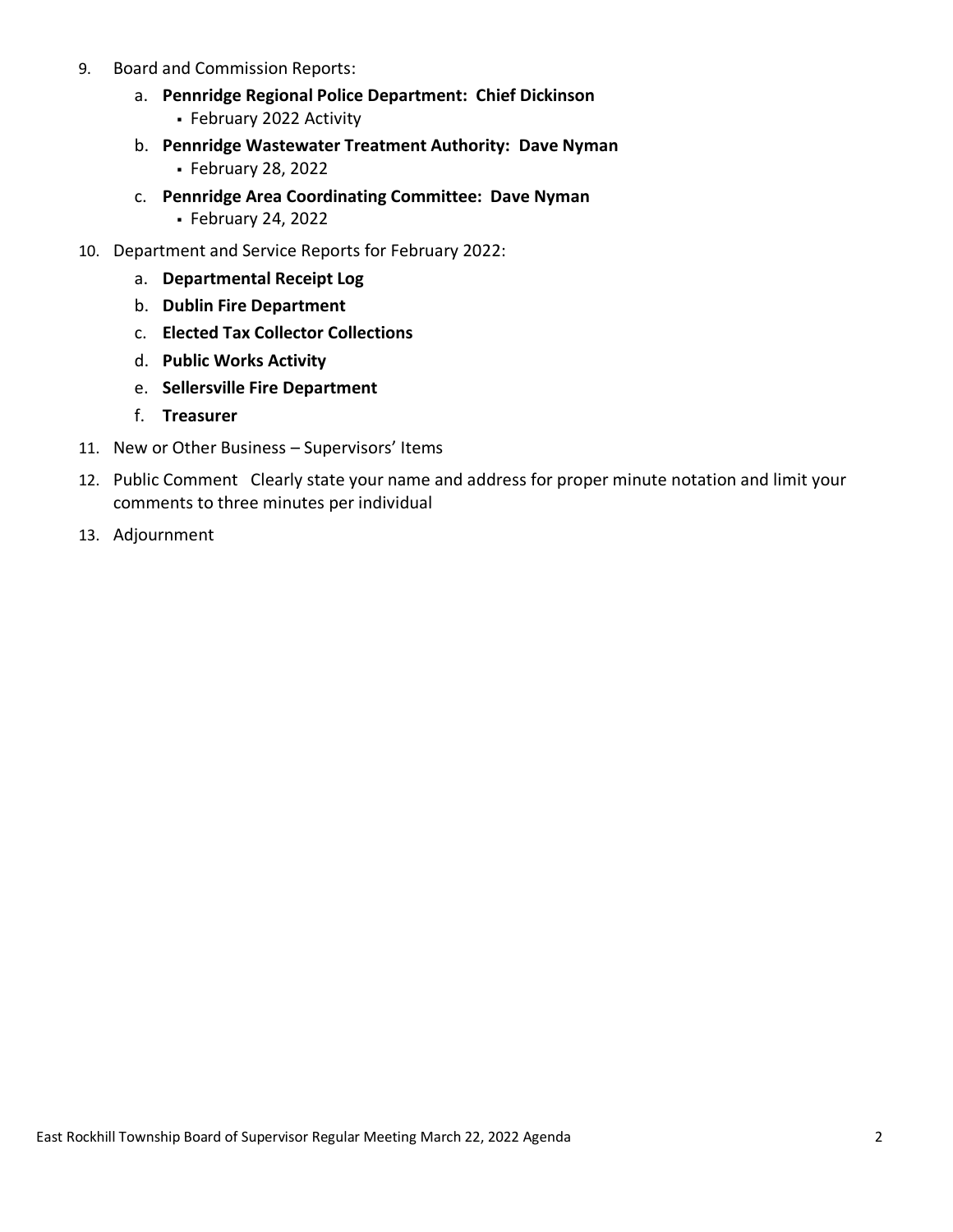9. Board and Commission Reports:
    a. **Pennridge Regional Police Department: Chief Dickinson**
        - February 2022 Activity
    b. **Pennridge Wastewater Treatment Authority: Dave Nyman**
        - February 28, 2022
    c. **Pennridge Area Coordinating Committee: Dave Nyman**
        - February 24, 2022
10. Department and Service Reports for February 2022:
    a. **Departmental Receipt Log**
    b. **Dublin Fire Department**
    c. **Elected Tax Collector Collections**
    d. **Public Works Activity**
    e. **Sellersville Fire Department**
    f. **Treasurer**
11. New or Other Business – Supervisors' Items
12. Public Comment Clearly state your name and address for proper minute notation and limit your comments to three minutes per individual
13. Adjournment